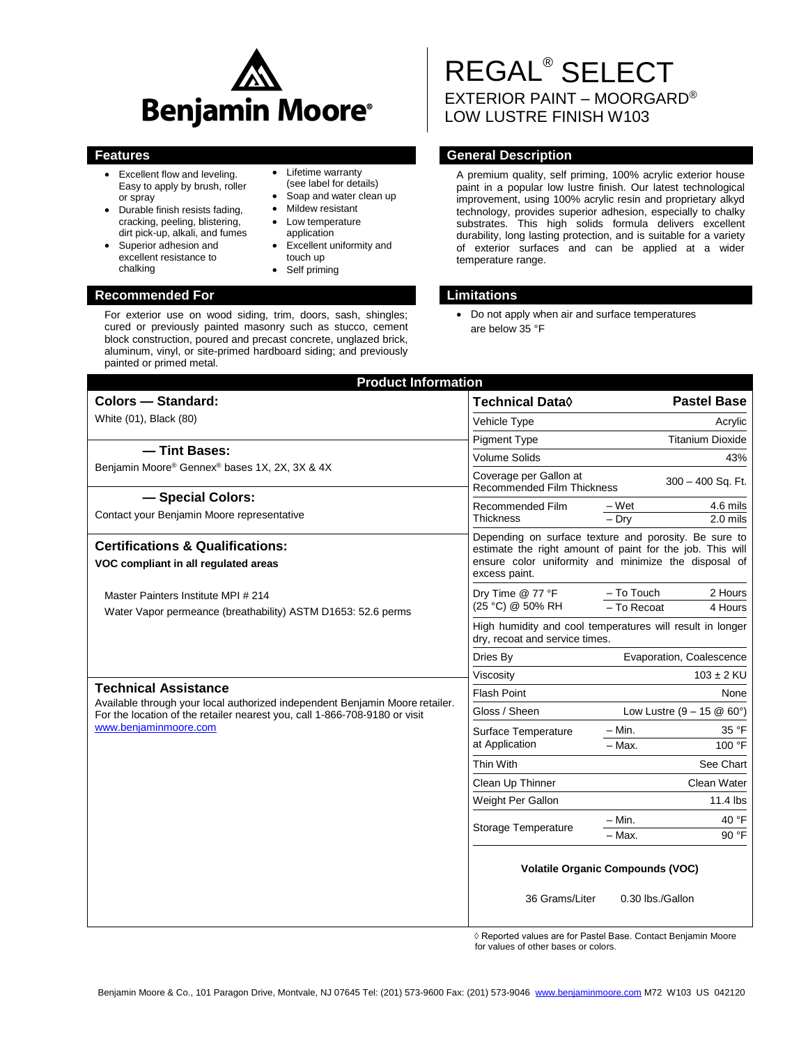# REGAL® SELECT

## EXTERIOR PAINT – MOORGARD® LOW LUSTRE FINISH W103

## Features

- Excellent flow and leveling. Easy to apply by brush, roller or spray
- Durable finish resists fading, cracking, peeling, blistering, dirt pick-up, alkali, and fumes
- Superior adhesion and excellent resistance to chalking
- Lifetime warranty (see label for details)
- Soap and water clean up
- Mildew resistant
- Low temperature application
- Excellent uniformity and touch up
- Self priming

## Recommended For

For exterior use on wood siding, trim, doors, sash, shingles; cured or previously painted masonry such as stucco, cement block construction, poured and precast concrete, unglazed brick, aluminum, vinyl, or site-primed hardboard siding; and previously painted or primed metal.

## General Description

A premium quality, self priming, 100% acrylic exterior house paint in a popular low lustre finish. Our latest technological improvement, using 100% acrylic resin and proprietary alkyd technology, provides superior adhesion, especially to chalky substrates. This high solids formula delivers excellent durability, long lasting protection, and is suitable for a variety of exterior surfaces and can be applied at a wider temperature range.

## Limitations

- Do not apply when air and surface temperatures are below 35 °F

## Product Information

### Colors — Standard:

White (01), Black (80)

### — Tint Bases:

Benjamin Moore® Gennex® bases 1X, 2X, 3X & 4X

### — Special Colors:

Contact your Benjamin Moore representative

### Certifications & Qualifications:

**VOC compliant in all regulated areas**

Master Painters Institute MPI # 214

Water Vapor permeance (breathability) ASTM D1653: 52.6 perms

### Technical Assistance

Available through your local authorized independent Benjamin Moore retailer. For the location of the retailer nearest you, call 1-866-708-9180 or visit www.benjaminmoore.com

| Technical Data◊ | | Pastel Base |
|---|---|---|
| Vehicle Type | | Acrylic |
| Pigment Type | | Titanium Dioxide |
| Volume Solids | | 43% |
| Coverage per Gallon at Recommended Film Thickness | | 300 – 400 Sq. Ft. |
| Recommended Film Thickness | – Wet | 4.6 mils |
| | – Dry | 2.0 mils |
| Depending on surface texture and porosity. Be sure to estimate the right amount of paint for the job. This will ensure color uniformity and minimize the disposal of excess paint. | | |
| Dry Time @ 77 °F (25 °C) @ 50% RH | – To Touch | 2 Hours |
| | – To Recoat | 4 Hours |
| High humidity and cool temperatures will result in longer dry, recoat and service times. | | |
| Dries By | | Evaporation, Coalescence |
| Viscosity | | 103 ± 2 KU |
| Flash Point | | None |
| Gloss / Sheen | | Low Lustre (9 – 15 @ 60°) |
| Surface Temperature at Application | – Min. | 35 °F |
| | – Max. | 100 °F |
| Thin With | | See Chart |
| Clean Up Thinner | | Clean Water |
| Weight Per Gallon | | 11.4 lbs |
| Storage Temperature | – Min. | 40 °F |
| | – Max. | 90 °F |

**Volatile Organic Compounds (VOC)**

36 Grams/Liter    0.30 lbs./Gallon

◊ Reported values are for Pastel Base. Contact Benjamin Moore for values of other bases or colors.

Benjamin Moore & Co., 101 Paragon Drive, Montvale, NJ 07645 Tel: (201) 573-9600 Fax: (201) 573-9046 www.benjaminmoore.com M72 W103 US 042120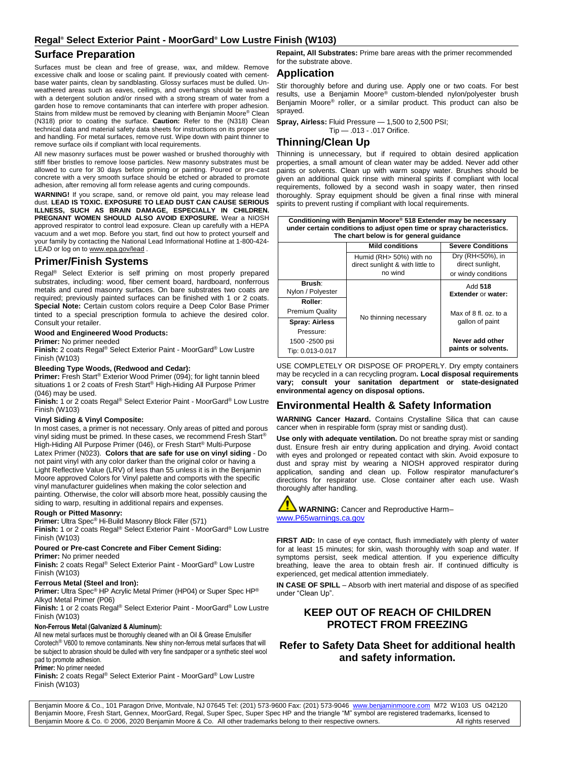## Regal® Select Exterior Paint - MoorGard® Low Lustre Finish (W103)

## Surface Preparation

Surfaces must be clean and free of grease, wax, and mildew. Remove excessive chalk and loose or scaling paint. If previously coated with cement-base water paints, clean by sandblasting. Glossy surfaces must be dulled. Un-weathered areas such as eaves, ceilings, and overhangs should be washed with a detergent solution and/or rinsed with a strong stream of water from a garden hose to remove contaminants that can interfere with proper adhesion. Stains from mildew must be removed by cleaning with Benjamin Moore® Clean (N318) prior to coating the surface. **Caution:** Refer to the (N318) Clean technical data and material safety data sheets for instructions on its proper use and handling. For metal surfaces, remove rust. Wipe down with paint thinner to remove surface oils if compliant with local requirements.

All new masonry surfaces must be power washed or brushed thoroughly with stiff fiber bristles to remove loose particles. New masonry substrates must be allowed to cure for 30 days before priming or painting. Poured or pre-cast concrete with a very smooth surface should be etched or abraded to promote adhesion, after removing all form release agents and curing compounds.

**WARNING!** If you scrape, sand, or remove old paint, you may release lead dust. **LEAD IS TOXIC. EXPOSURE TO LEAD DUST CAN CAUSE SERIOUS ILLNESS, SUCH AS BRAIN DAMAGE, ESPECIALLY IN CHILDREN. PREGNANT WOMEN SHOULD ALSO AVOID EXPOSURE.** Wear a NIOSH approved respirator to control lead exposure. Clean up carefully with a HEPA vacuum and a wet mop. Before you start, find out how to protect yourself and your family by contacting the National Lead Informational Hotline at 1-800-424-LEAD or log on to www.epa.gov/lead .

## Primer/Finish Systems

Regal® Select Exterior is self priming on most properly prepared substrates, including: wood, fiber cement board, hardboard, nonferrous metals and cured masonry surfaces. On bare substrates two coats are required; previously painted surfaces can be finished with 1 or 2 coats. **Special Note:** Certain custom colors require a Deep Color Base Primer tinted to a special prescription formula to achieve the desired color. Consult your retailer.

**Wood and Engineered Wood Products:**

**Primer:** No primer needed

**Finish:** 2 coats Regal® Select Exterior Paint - MoorGard® Low Lustre Finish (W103)

**Bleeding Type Woods, (Redwood and Cedar):**

**Primer:** Fresh Start® Exterior Wood Primer (094); for light tannin bleed situations 1 or 2 coats of Fresh Start® High-Hiding All Purpose Primer (046) may be used.

**Finish:** 1 or 2 coats Regal® Select Exterior Paint - MoorGard® Low Lustre Finish (W103)

**Vinyl Siding & Vinyl Composite:**

In most cases, a primer is not necessary. Only areas of pitted and porous vinyl siding must be primed. In these cases, we recommend Fresh Start® High-Hiding All Purpose Primer (046), or Fresh Start® Multi-Purpose Latex Primer (N023). **Colors that are safe for use on vinyl siding** - Do not paint vinyl with any color darker than the original color or having a Light Reflective Value (LRV) of less than 55 unless it is in the Benjamin Moore approved Colors for Vinyl palette and comports with the specific vinyl manufacturer guidelines when making the color selection and painting. Otherwise, the color will absorb more heat, possibly causing the siding to warp, resulting in additional repairs and expenses.

**Rough or Pitted Masonry:**

**Primer:** Ultra Spec® Hi-Build Masonry Block Filler (571)

**Finish:** 1 or 2 coats Regal® Select Exterior Paint - MoorGard® Low Lustre Finish (W103)

**Poured or Pre-cast Concrete and Fiber Cement Siding:**

**Primer:** No primer needed

**Finish:** 2 coats Regal® Select Exterior Paint - MoorGard® Low Lustre Finish (W103)

**Ferrous Metal (Steel and Iron):**

**Primer:** Ultra Spec® HP Acrylic Metal Primer (HP04) or Super Spec HP® Alkyd Metal Primer (P06)

**Finish:** 1 or 2 coats Regal® Select Exterior Paint - MoorGard® Low Lustre Finish (W103)

**Non-Ferrous Metal (Galvanized & Aluminum):**

All new metal surfaces must be thoroughly cleaned with an Oil & Grease Emulsifier Corotech® V600 to remove contaminants. New shiny non-ferrous metal surfaces that will be subject to abrasion should be dulled with very fine sandpaper or a synthetic steel wool pad to promote adhesion.

**Primer:** No primer needed

**Finish:** 2 coats Regal® Select Exterior Paint - MoorGard® Low Lustre Finish (W103)

**Repaint, All Substrates:** Prime bare areas with the primer recommended for the substrate above.

## Application

Stir thoroughly before and during use. Apply one or two coats. For best results, use a Benjamin Moore® custom-blended nylon/polyester brush Benjamin Moore® roller, or a similar product. This product can also be sprayed.

**Spray, Airless:** Fluid Pressure — 1,500 to 2,500 PSI;
Tip — .013 - .017 Orifice.

## Thinning/Clean Up

Thinning is unnecessary, but if required to obtain desired application properties, a small amount of clean water may be added. Never add other paints or solvents. Clean up with warm soapy water. Brushes should be given an additional quick rinse with mineral spirits if compliant with local requirements, followed by a second wash in soapy water, then rinsed thoroughly. Spray equipment should be given a final rinse with mineral spirits to prevent rusting if compliant with local requirements.

**Conditioning with Benjamin Moore® 518 Extender may be necessary under certain conditions to adjust open time or spray characteristics. The chart below is for general guidance**

| | **Mild conditions** | **Severe Conditions** |
|---|---|---|
| | Humid (RH> 50%) with no direct sunlight & with little to no wind | Dry (RH<50%), in direct sunlight, or windy conditions |
| **Brush**: Nylon / Polyester | No thinning necessary | Add **518 Extender** or **water:** |
| **Roller**: Premium Quality | | Max of 8 fl. oz. to a gallon of paint |
| **Spray: Airless** Pressure: 1500 -2500 psi Tip: 0.013-0.017 | | **Never add other paints or solvents.** |

USE COMPLETELY OR DISPOSE OF PROPERLY. Dry empty containers may be recycled in a can recycling program**. Local disposal requirements vary; consult your sanitation department or state-designated environmental agency on disposal options.**

## Environmental Health & Safety Information

**WARNING Cancer Hazard.** Contains Crystalline Silica that can cause cancer when in respirable form (spray mist or sanding dust).

**Use only with adequate ventilation.** Do not breathe spray mist or sanding dust. Ensure fresh air entry during application and drying. Avoid contact with eyes and prolonged or repeated contact with skin. Avoid exposure to dust and spray mist by wearing a NIOSH approved respirator during application, sanding and clean up. Follow respirator manufacturer's directions for respirator use. Close container after each use. Wash thoroughly after handling.

**WARNING:** Cancer and Reproductive Harm– www.P65warnings.ca.gov

**FIRST AID:** In case of eye contact, flush immediately with plenty of water for at least 15 minutes; for skin, wash thoroughly with soap and water. If symptoms persist, seek medical attention. If you experience difficulty breathing, leave the area to obtain fresh air. If continued difficulty is experienced, get medical attention immediately.

**IN CASE OF SPILL** – Absorb with inert material and dispose of as specified under "Clean Up".

### KEEP OUT OF REACH OF CHILDREN
### PROTECT FROM FREEZING

### Refer to Safety Data Sheet for additional health and safety information.

Benjamin Moore & Co., 101 Paragon Drive, Montvale, NJ 07645 Tel: (201) 573-9600 Fax: (201) 573-9046 www.benjaminmoore.com M72 W103 US 042120
Benjamin Moore, Fresh Start, Gennex, MoorGard, Regal, Super Spec, Super Spec HP and the triangle "M" symbol are registered trademarks, licensed to Benjamin Moore & Co. © 2006, 2020 Benjamin Moore & Co. All other trademarks belong to their respective owners. All rights reserved